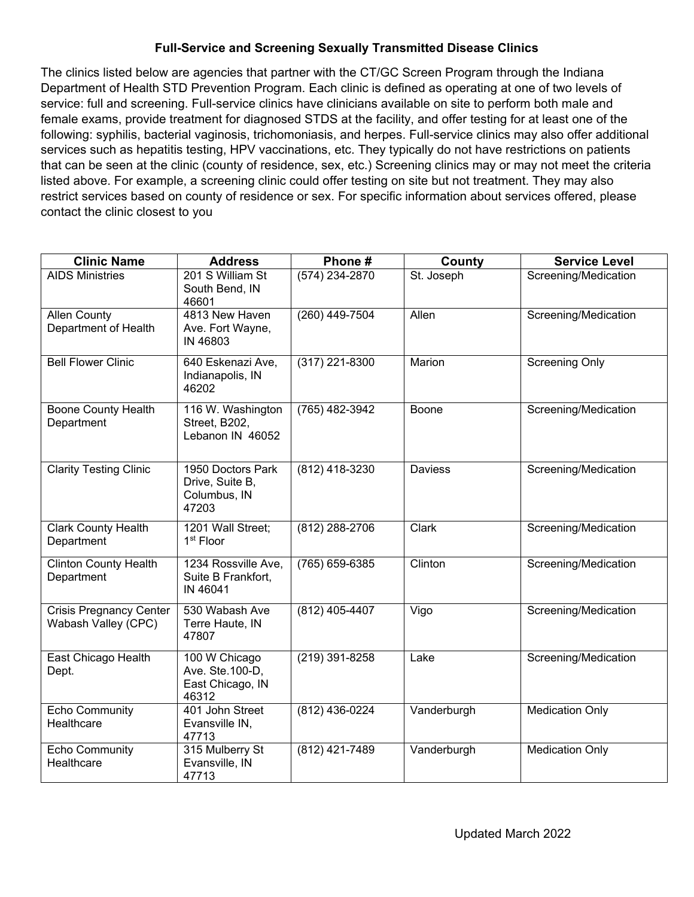# Full-Service and Screening Sexually Transmitted Disease Clinics

The clinics listed below are agencies that partner with the CT/GC Screen Program through the Indiana Department of Health STD Prevention Program. Each clinic is defined as operating at one of two levels of service: full and screening. Full-service clinics have clinicians available on site to perform both male and female exams, provide treatment for diagnosed STDS at the facility, and offer testing for at least one of the following: syphilis, bacterial vaginosis, trichomoniasis, and herpes. Full-service clinics may also offer additional services such as hepatitis testing, HPV vaccinations, etc. They typically do not have restrictions on patients that can be seen at the clinic (county of residence, sex, etc.) Screening clinics may or may not meet the criteria listed above. For example, a screening clinic could offer testing on site but not treatment. They may also restrict services based on county of residence or sex. For specific information about services offered, please contact the clinic closest to you

| Clinic Name | Address | Phone # | County | Service Level |
|---|---|---|---|---|
| AIDS Ministries | 201 S William St South Bend, IN 46601 | (574) 234-2870 | St. Joseph | Screening/Medication |
| Allen County Department of Health | 4813 New Haven Ave. Fort Wayne, IN 46803 | (260) 449-7504 | Allen | Screening/Medication |
| Bell Flower Clinic | 640 Eskenazi Ave, Indianapolis, IN 46202 | (317) 221-8300 | Marion | Screening Only |
| Boone County Health Department | 116 W. Washington Street, B202, Lebanon IN 46052 | (765) 482-3942 | Boone | Screening/Medication |
| Clarity Testing Clinic | 1950 Doctors Park Drive, Suite B, Columbus, IN 47203 | (812) 418-3230 | Daviess | Screening/Medication |
| Clark County Health Department | 1201 Wall Street; 1st Floor | (812) 288-2706 | Clark | Screening/Medication |
| Clinton County Health Department | 1234 Rossville Ave, Suite B Frankfort, IN 46041 | (765) 659-6385 | Clinton | Screening/Medication |
| Crisis Pregnancy Center Wabash Valley (CPC) | 530 Wabash Ave Terre Haute, IN 47807 | (812) 405-4407 | Vigo | Screening/Medication |
| East Chicago Health Dept. | 100 W Chicago Ave. Ste.100-D, East Chicago, IN 46312 | (219) 391-8258 | Lake | Screening/Medication |
| Echo Community Healthcare | 401 John Street Evansville IN, 47713 | (812) 436-0224 | Vanderburgh | Medication Only |
| Echo Community Healthcare | 315 Mulberry St Evansville, IN 47713 | (812) 421-7489 | Vanderburgh | Medication Only |

Updated March 2022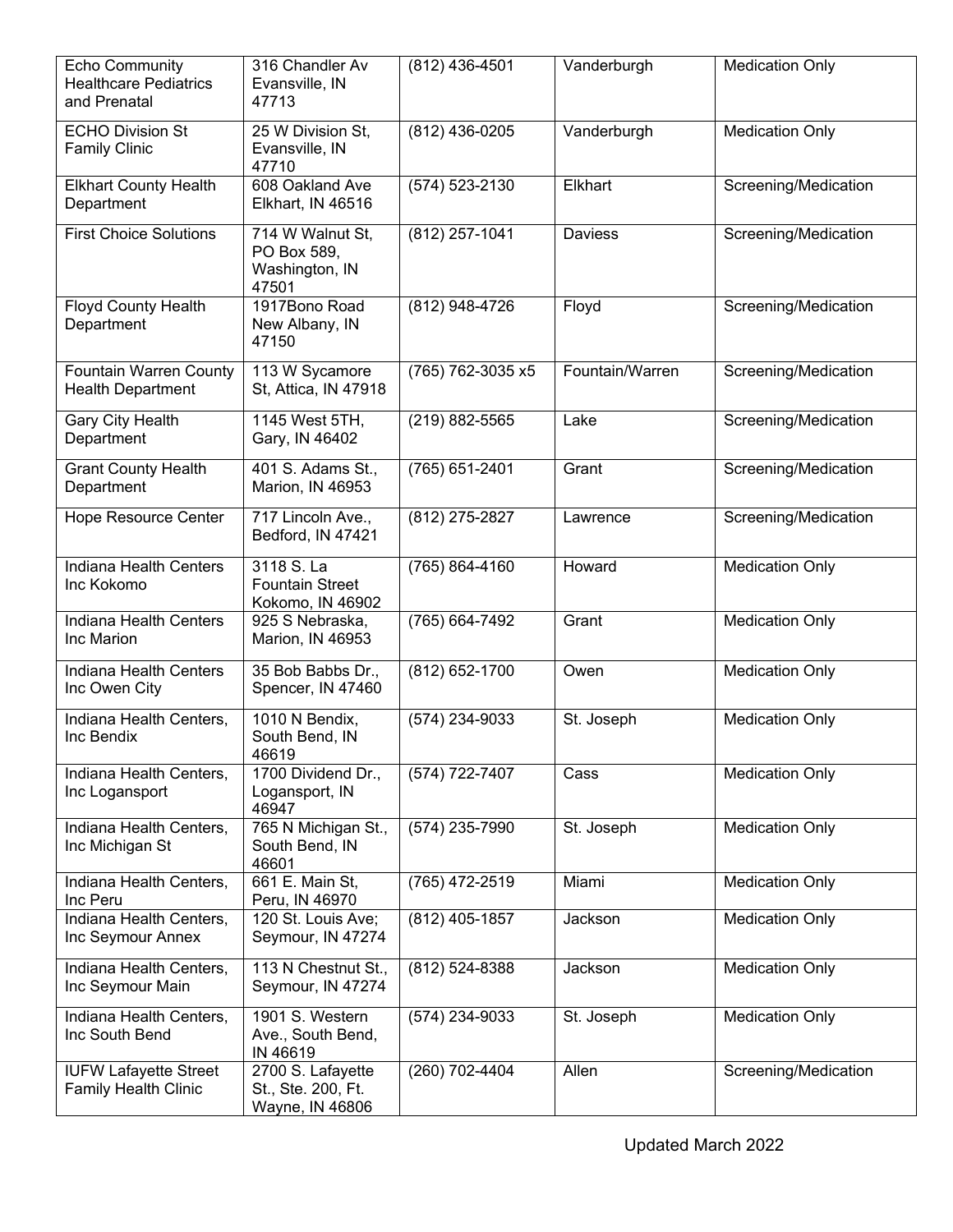| Echo Community Healthcare Pediatrics and Prenatal | 316 Chandler Av Evansville, IN 47713 | (812) 436-4501 | Vanderburgh | Medication Only |
|---|---|---|---|---|
| ECHO Division St Family Clinic | 25 W Division St, Evansville, IN 47710 | (812) 436-0205 | Vanderburgh | Medication Only |
| Elkhart County Health Department | 608 Oakland Ave Elkhart, IN 46516 | (574) 523-2130 | Elkhart | Screening/Medication |
| First Choice Solutions | 714 W Walnut St, PO Box 589, Washington, IN 47501 | (812) 257-1041 | Daviess | Screening/Medication |
| Floyd County Health Department | 1917Bono Road New Albany, IN 47150 | (812) 948-4726 | Floyd | Screening/Medication |
| Fountain Warren County Health Department | 113 W Sycamore St, Attica, IN 47918 | (765) 762-3035 x5 | Fountain/Warren | Screening/Medication |
| Gary City Health Department | 1145 West 5TH, Gary, IN 46402 | (219) 882-5565 | Lake | Screening/Medication |
| Grant County Health Department | 401 S. Adams St., Marion, IN 46953 | (765) 651-2401 | Grant | Screening/Medication |
| Hope Resource Center | 717 Lincoln Ave., Bedford, IN 47421 | (812) 275-2827 | Lawrence | Screening/Medication |
| Indiana Health Centers Inc Kokomo | 3118 S. La Fountain Street Kokomo, IN 46902 | (765) 864-4160 | Howard | Medication Only |
| Indiana Health Centers Inc Marion | 925 S Nebraska, Marion, IN 46953 | (765) 664-7492 | Grant | Medication Only |
| Indiana Health Centers Inc Owen City | 35 Bob Babbs Dr., Spencer, IN 47460 | (812) 652-1700 | Owen | Medication Only |
| Indiana Health Centers, Inc Bendix | 1010 N Bendix, South Bend, IN 46619 | (574) 234-9033 | St. Joseph | Medication Only |
| Indiana Health Centers, Inc Logansport | 1700 Dividend Dr., Logansport, IN 46947 | (574) 722-7407 | Cass | Medication Only |
| Indiana Health Centers, Inc Michigan St | 765 N Michigan St., South Bend, IN 46601 | (574) 235-7990 | St. Joseph | Medication Only |
| Indiana Health Centers, Inc Peru | 661 E. Main St, Peru, IN 46970 | (765) 472-2519 | Miami | Medication Only |
| Indiana Health Centers, Inc Seymour Annex | 120 St. Louis Ave; Seymour, IN 47274 | (812) 405-1857 | Jackson | Medication Only |
| Indiana Health Centers, Inc Seymour Main | 113 N Chestnut St., Seymour, IN 47274 | (812) 524-8388 | Jackson | Medication Only |
| Indiana Health Centers, Inc South Bend | 1901 S. Western Ave., South Bend, IN 46619 | (574) 234-9033 | St. Joseph | Medication Only |
| IUFW Lafayette Street Family Health Clinic | 2700 S. Lafayette St., Ste. 200, Ft. Wayne, IN 46806 | (260) 702-4404 | Allen | Screening/Medication |

Updated March 2022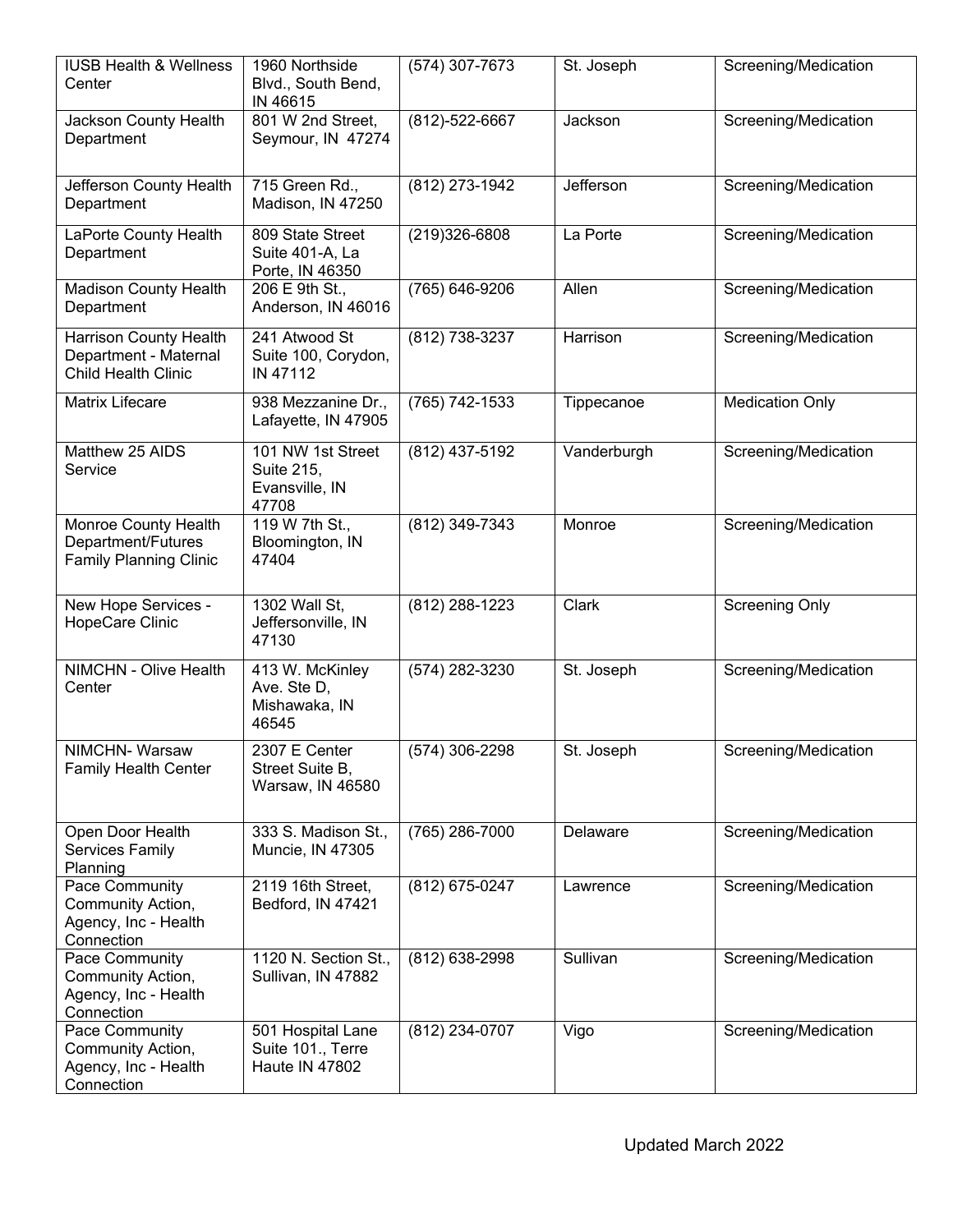| | | | | |
|---|---|---|---|---|
| IUSB Health & Wellness Center | 1960 Northside Blvd., South Bend, IN 46615 | (574) 307-7673 | St. Joseph | Screening/Medication |
| Jackson County Health Department | 801 W 2nd Street, Seymour, IN 47274 | (812)-522-6667 | Jackson | Screening/Medication |
| Jefferson County Health Department | 715 Green Rd., Madison, IN 47250 | (812) 273-1942 | Jefferson | Screening/Medication |
| LaPorte County Health Department | 809 State Street Suite 401-A, La Porte, IN 46350 | (219)326-6808 | La Porte | Screening/Medication |
| Madison County Health Department | 206 E 9th St., Anderson, IN 46016 | (765) 646-9206 | Allen | Screening/Medication |
| Harrison County Health Department - Maternal Child Health Clinic | 241 Atwood St Suite 100, Corydon, IN 47112 | (812) 738-3237 | Harrison | Screening/Medication |
| Matrix Lifecare | 938 Mezzanine Dr., Lafayette, IN 47905 | (765) 742-1533 | Tippecanoe | Medication Only |
| Matthew 25 AIDS Service | 101 NW 1st Street Suite 215, Evansville, IN 47708 | (812) 437-5192 | Vanderburgh | Screening/Medication |
| Monroe County Health Department/Futures Family Planning Clinic | 119 W 7th St., Bloomington, IN 47404 | (812) 349-7343 | Monroe | Screening/Medication |
| New Hope Services - HopeCare Clinic | 1302 Wall St, Jeffersonville, IN 47130 | (812) 288-1223 | Clark | Screening Only |
| NIMCHN - Olive Health Center | 413 W. McKinley Ave. Ste D, Mishawaka, IN 46545 | (574) 282-3230 | St. Joseph | Screening/Medication |
| NIMCHN- Warsaw Family Health Center | 2307 E Center Street Suite B, Warsaw, IN 46580 | (574) 306-2298 | St. Joseph | Screening/Medication |
| Open Door Health Services Family Planning | 333 S. Madison St., Muncie, IN 47305 | (765) 286-7000 | Delaware | Screening/Medication |
| Pace Community Community Action, Agency, Inc - Health Connection | 2119 16th Street, Bedford, IN 47421 | (812) 675-0247 | Lawrence | Screening/Medication |
| Pace Community Community Action, Agency, Inc - Health Connection | 1120 N. Section St., Sullivan, IN 47882 | (812) 638-2998 | Sullivan | Screening/Medication |
| Pace Community Community Action, Agency, Inc - Health Connection | 501 Hospital Lane Suite 101., Terre Haute IN 47802 | (812) 234-0707 | Vigo | Screening/Medication |

Updated March 2022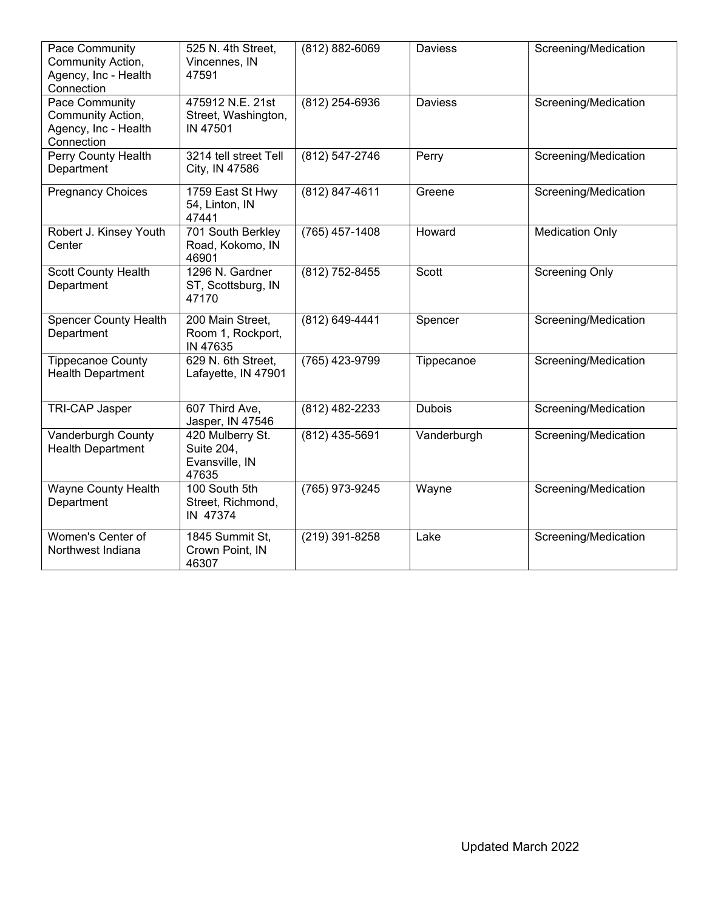| | | | | |
|---|---|---|---|---|
| Pace Community Community Action, Agency, Inc - Health Connection | 525 N. 4th Street, Vincennes, IN 47591 | (812) 882-6069 | Daviess | Screening/Medication |
| Pace Community Community Action, Agency, Inc - Health Connection | 475912 N.E. 21st Street, Washington, IN 47501 | (812) 254-6936 | Daviess | Screening/Medication |
| Perry County Health Department | 3214 tell street Tell City, IN 47586 | (812) 547-2746 | Perry | Screening/Medication |
| Pregnancy Choices | 1759 East St Hwy 54, Linton, IN 47441 | (812) 847-4611 | Greene | Screening/Medication |
| Robert J. Kinsey Youth Center | 701 South Berkley Road, Kokomo, IN 46901 | (765) 457-1408 | Howard | Medication Only |
| Scott County Health Department | 1296 N. Gardner ST, Scottsburg, IN 47170 | (812) 752-8455 | Scott | Screening Only |
| Spencer County Health Department | 200 Main Street, Room 1, Rockport, IN 47635 | (812) 649-4441 | Spencer | Screening/Medication |
| Tippecanoe County Health Department | 629 N. 6th Street, Lafayette, IN 47901 | (765) 423-9799 | Tippecanoe | Screening/Medication |
| TRI-CAP Jasper | 607 Third Ave, Jasper, IN 47546 | (812) 482-2233 | Dubois | Screening/Medication |
| Vanderburgh County Health Department | 420 Mulberry St. Suite 204, Evansville, IN 47635 | (812) 435-5691 | Vanderburgh | Screening/Medication |
| Wayne County Health Department | 100 South 5th Street, Richmond, IN 47374 | (765) 973-9245 | Wayne | Screening/Medication |
| Women's Center of Northwest Indiana | 1845 Summit St, Crown Point, IN 46307 | (219) 391-8258 | Lake | Screening/Medication |

Updated March 2022